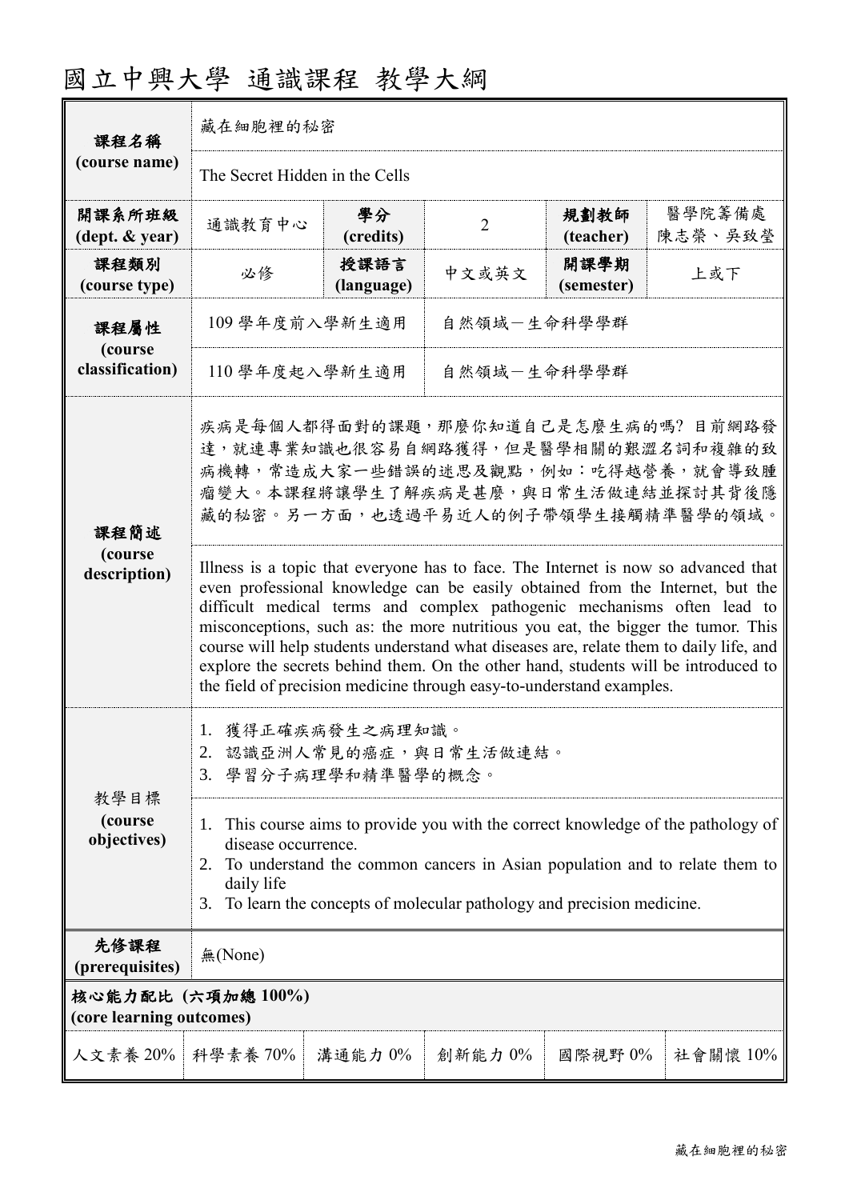# 國立中興大學 通識課程 教學大綱

| 課程名稱 (course name) | 藏在細胞裡的秘密 | | | | |
|---|---|---|---|---|---|
| | The Secret Hidden in the Cells | | | | |
| 開課系所班級 (dept. & year) | 通識教育中心 | 學分 (credits) | 2 | 規劃教師 (teacher) | 醫學院籌備處 陳志榮、吳致瑩 |
| 課程類別 (course type) | 必修 | 授課語言 (language) | 中文或英文 | 開課學期 (semester) | 上或下 |
| 課程屬性 (course classification) | 109 學年度前入學新生適用 | 自然領域－生命科學學群 | | | |
| | 110 學年度起入學新生適用 | 自然領域－生命科學學群 | | | |
| 課程簡述 (course description) | 疾病是每個人都得面對的課題，那麼你知道自己是怎麼生病的嗎? 目前網路發達，就連專業知識也很容易自網路獲得，但是醫學相關的艱澀名詞和複雜的致病機轉，常造成大家一些錯誤的迷思及觀點，例如：吃得越營養，就會導致腫瘤變大。本課程將讓學生了解疾病是甚麼，與日常生活做連結並探討其背後隱藏的秘密。另一方面，也透過平易近人的例子帶領學生接觸精準醫學的領域。 | | | | |
| | Illness is a topic that everyone has to face. The Internet is now so advanced that even professional knowledge can be easily obtained from the Internet, but the difficult medical terms and complex pathogenic mechanisms often lead to misconceptions, such as: the more nutritious you eat, the bigger the tumor. This course will help students understand what diseases are, relate them to daily life, and explore the secrets behind them. On the other hand, students will be introduced to the field of precision medicine through easy-to-understand examples. | | | | |
| 教學目標 (course objectives) | 1. 獲得正確疾病發生之病理知識。<br>2. 認識亞洲人常見的癌症，與日常生活做連結。<br>3. 學習分子病理學和精準醫學的概念。 | | | | |
| | 1. This course aims to provide you with the correct knowledge of the pathology of disease occurrence.<br>2. To understand the common cancers in Asian population and to relate them to daily life<br>3. To learn the concepts of molecular pathology and precision medicine. | | | | |
| 先修課程 (prerequisites) | 無(None) | | | | |

**核心能力配比 (六項加總 100%)**
**(core learning outcomes)**

| 人文素養 20% | 科學素養 70% | 溝通能力 0% | 創新能力 0% | 國際視野 0% | 社會關懷 10% |
|---|---|---|---|---|---|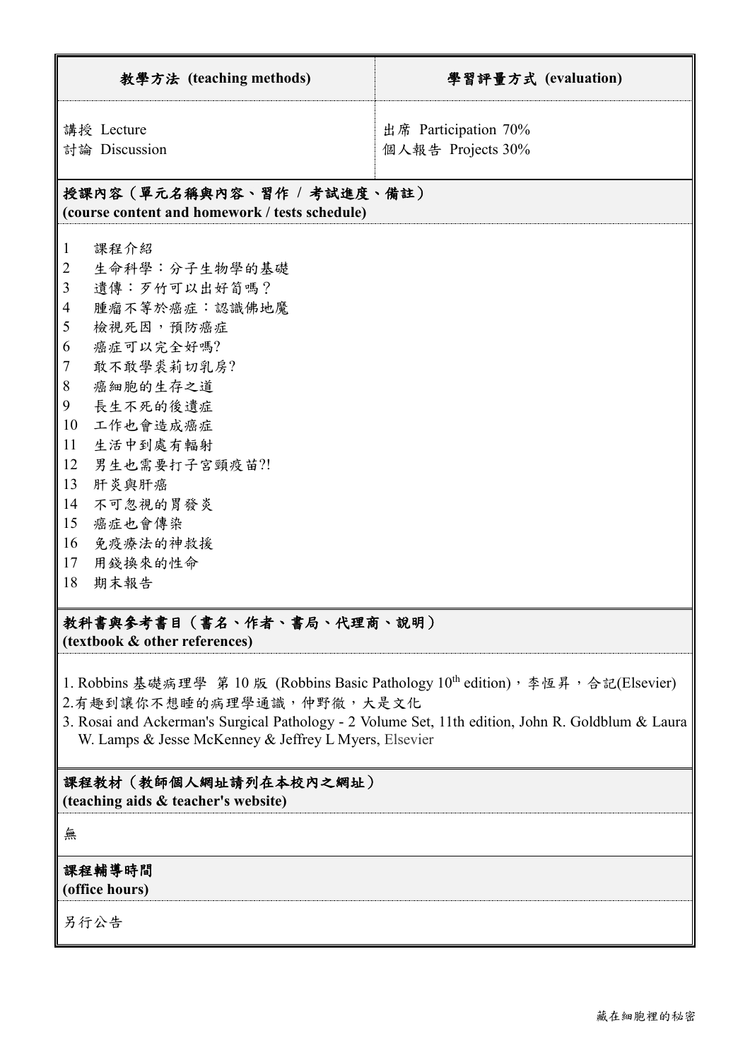| 教學方法 (teaching methods) | 學習評量方式 (evaluation) |
| --- | --- |
| 講授 Lecture<br>討論 Discussion | 出席 Participation 70%<br>個人報告 Projects 30% |

## 授課內容（單元名稱與內容、習作 / 考試進度、備註）
**(course content and homework / tests schedule)**

1 課程介紹
2 生命科學：分子生物學的基礎
3 遺傳：歹竹可以出好筍嗎？
4 腫瘤不等於癌症：認識佛地魔
5 檢視死因，預防癌症
6 癌症可以完全好嗎?
7 敢不敢學裘莉切乳房?
8 癌細胞的生存之道
9 長生不死的後遺症
10 工作也會造成癌症
11 生活中到處有輻射
12 男生也需要打子宮頸疫苗?!
13 肝炎與肝癌
14 不可忽視的胃發炎
15 癌症也會傳染
16 免疫療法的神救援
17 用錢換來的性命
18 期末報告

## 教科書與參考書目（書名、作者、書局、代理商、說明）
**(textbook & other references)**

1. Robbins 基礎病理學 第 10 版 (Robbins Basic Pathology 10th edition)，李恆昇，合記(Elsevier)
2. 有趣到讓你不想睡的病理學通識，仲野徹，大是文化
3. Rosai and Ackerman's Surgical Pathology - 2 Volume Set, 11th edition, John R. Goldblum & Laura W. Lamps & Jesse McKenney & Jeffrey L Myers, Elsevier

## 課程教材（教師個人網址請列在本校內之網址）
**(teaching aids & teacher's website)**

無

## 課程輔導時間
**(office hours)**

另行公告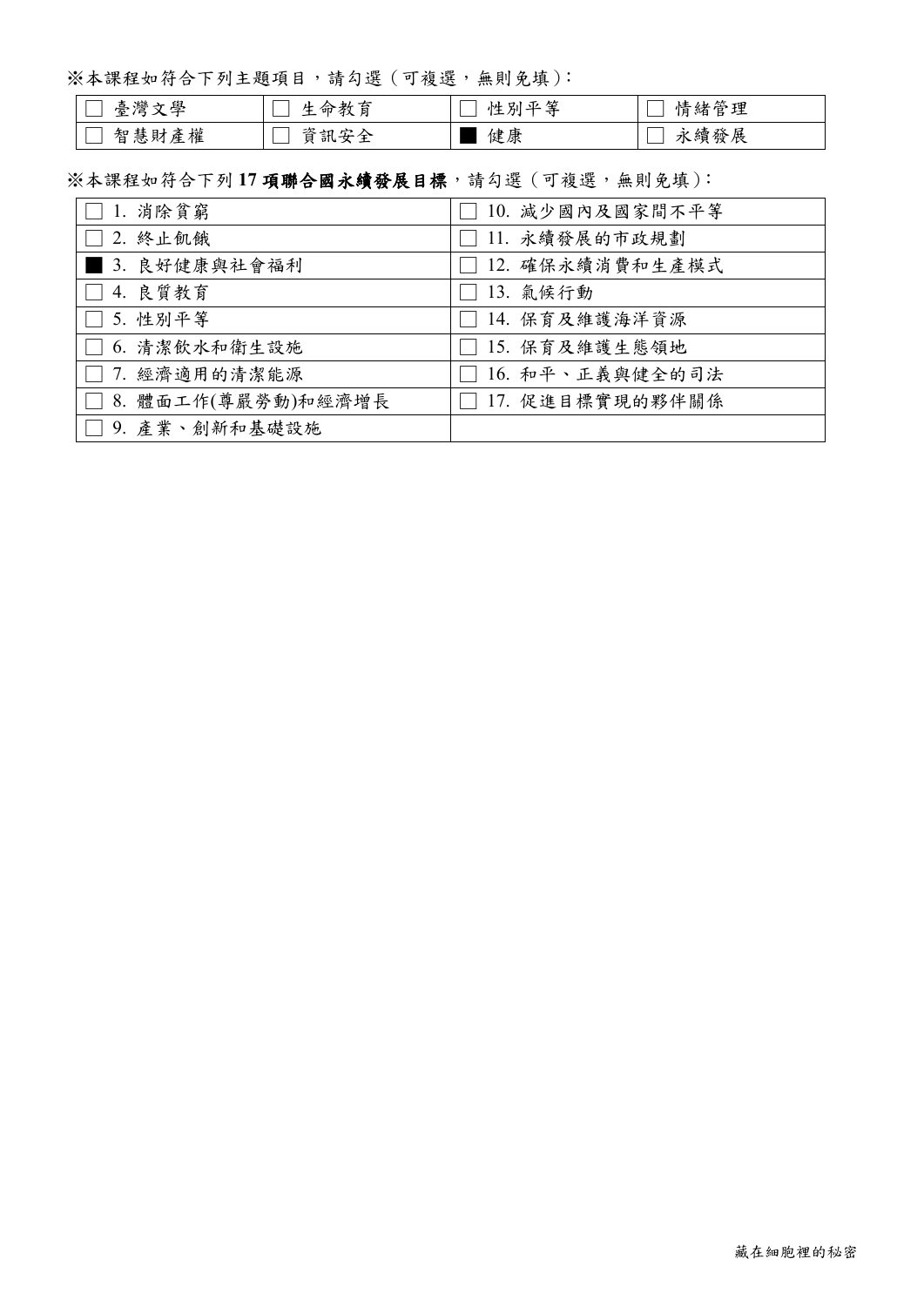※本課程如符合下列主題項目，請勾選（可複選，無則免填）：

| | | | |
|---|---|---|---|
| ☐ 臺灣文學 | ☐ 生命教育 | ☐ 性別平等 | ☐ 情緒管理 |
| ☐ 智慧財產權 | ☐ 資訊安全 | ■ 健康 | ☐ 永續發展 |

※本課程如符合下列 **17 項聯合國永續發展目標**，請勾選（可複選，無則免填）：

| | |
|---|---|
| ☐ 1. 消除貧窮 | ☐ 10. 減少國內及國家間不平等 |
| ☐ 2. 終止飢餓 | ☐ 11. 永續發展的市政規劃 |
| ■ 3. 良好健康與社會福利 | ☐ 12. 確保永續消費和生產模式 |
| ☐ 4. 良質教育 | ☐ 13. 氣候行動 |
| ☐ 5. 性別平等 | ☐ 14. 保育及維護海洋資源 |
| ☐ 6. 清潔飲水和衛生設施 | ☐ 15. 保育及維護生態領地 |
| ☐ 7. 經濟適用的清潔能源 | ☐ 16. 和平、正義與健全的司法 |
| ☐ 8. 體面工作(尊嚴勞動)和經濟增長 | ☐ 17. 促進目標實現的夥伴關係 |
| ☐ 9. 產業、創新和基礎設施 | |